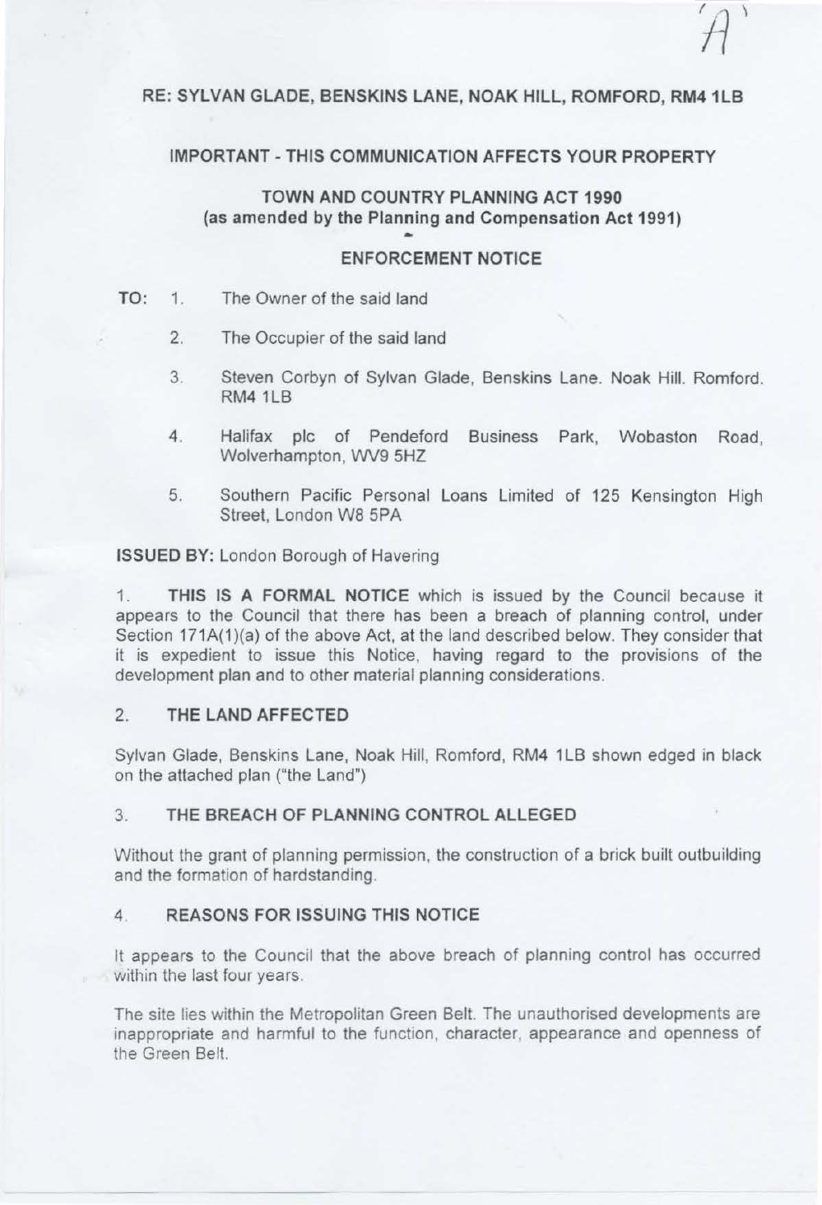A

**RE: SYLVAN GLADE, BENSKINS LANE, NOAK HILL, ROMFORD, RM4 1LB**

**IMPORTANT - THIS COMMUNICATION AFFECTS YOUR PROPERTY**

**TOWN AND COUNTRY PLANNING ACT 1990**
**(as amended by the Planning and Compensation Act 1991)**

**ENFORCEMENT NOTICE**

**TO:**

1. The Owner of the said land
2. The Occupier of the said land
3. Steven Corbyn of Sylvan Glade, Benskins Lane. Noak Hill. Romford. RM4 1LB
4. Halifax plc of Pendeford Business Park, Wobaston Road, Wolverhampton, WV9 5HZ
5. Southern Pacific Personal Loans Limited of 125 Kensington High Street, London W8 5PA

**ISSUED BY:** London Borough of Havering

1. **THIS IS A FORMAL NOTICE** which is issued by the Council because it appears to the Council that there has been a breach of planning control, under Section 171A(1)(a) of the above Act, at the land described below. They consider that it is expedient to issue this Notice, having regard to the provisions of the development plan and to other material planning considerations.

## 2. THE LAND AFFECTED

Sylvan Glade, Benskins Lane, Noak Hill, Romford, RM4 1LB shown edged in black on the attached plan ("the Land")

## 3. THE BREACH OF PLANNING CONTROL ALLEGED

Without the grant of planning permission, the construction of a brick built outbuilding and the formation of hardstanding.

## 4. REASONS FOR ISSUING THIS NOTICE

It appears to the Council that the above breach of planning control has occurred within the last four years.

The site lies within the Metropolitan Green Belt. The unauthorised developments are inappropriate and harmful to the function, character, appearance and openness of the Green Belt.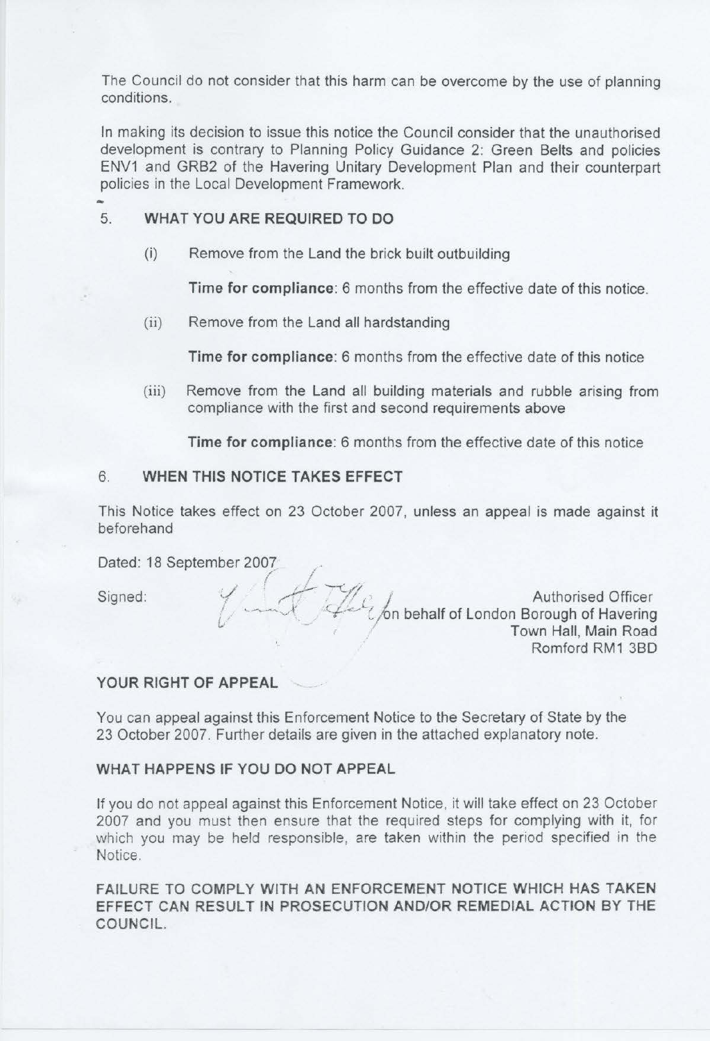The Council do not consider that this harm can be overcome by the use of planning conditions.

In making its decision to issue this notice the Council consider that the unauthorised development is contrary to Planning Policy Guidance 2: Green Belts and policies ENV1 and GRB2 of the Havering Unitary Development Plan and their counterpart policies in the Local Development Framework.

## 5. WHAT YOU ARE REQUIRED TO DO

(i) Remove from the Land the brick built outbuilding

**Time for compliance**: 6 months from the effective date of this notice.

(ii) Remove from the Land all hardstanding

**Time for compliance**: 6 months from the effective date of this notice

(iii) Remove from the Land all building materials and rubble arising from compliance with the first and second requirements above

**Time for compliance**: 6 months from the effective date of this notice

## 6. WHEN THIS NOTICE TAKES EFFECT

This Notice takes effect on 23 October 2007, unless an appeal is made against it beforehand

Dated: 18 September 2007

Signed:

Authorised Officer
on behalf of London Borough of Havering
Town Hall, Main Road
Romford RM1 3BD

### YOUR RIGHT OF APPEAL

You can appeal against this Enforcement Notice to the Secretary of State by the 23 October 2007. Further details are given in the attached explanatory note.

### WHAT HAPPENS IF YOU DO NOT APPEAL

If you do not appeal against this Enforcement Notice, it will take effect on 23 October 2007 and you must then ensure that the required steps for complying with it, for which you may be held responsible, are taken within the period specified in the Notice.

**FAILURE TO COMPLY WITH AN ENFORCEMENT NOTICE WHICH HAS TAKEN EFFECT CAN RESULT IN PROSECUTION AND/OR REMEDIAL ACTION BY THE COUNCIL.**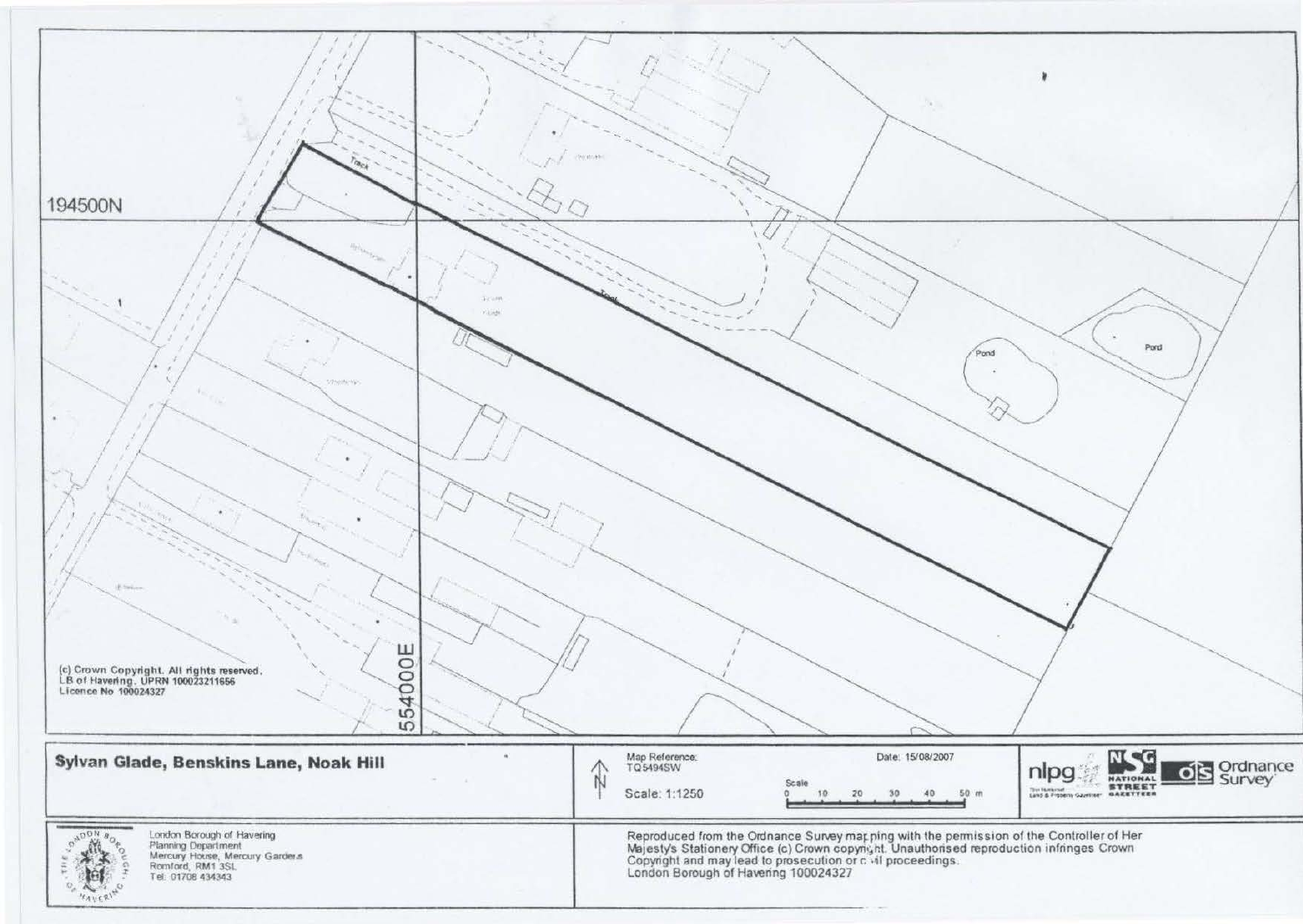194500N

554000E

Track

Track

Pond

Pond

(c) Crown Copyright. All rights reserved.
LB of Havering. UPRN 100023211656
Licence No 100024327

**Sylvan Glade, Benskins Lane, Noak Hill**

Map Reference: TQ5494SW

Scale: 1:1250

Date: 15/08/2007

Scale 0 10 20 30 40 50 m

nlpg NSG NATIONAL STREET GAZETTEER os Ordnance Survey

London Borough of Havering
Planning Department
Mercury House, Mercury Gardens
Romford, RM1 3SL
Tel: 01708 434343

Reproduced from the Ordnance Survey mapping with the permission of the Controller of Her Majesty's Stationery Office (c) Crown copyright. Unauthorised reproduction infringes Crown Copyright and may lead to prosecution or civil proceedings.
London Borough of Havering 100024327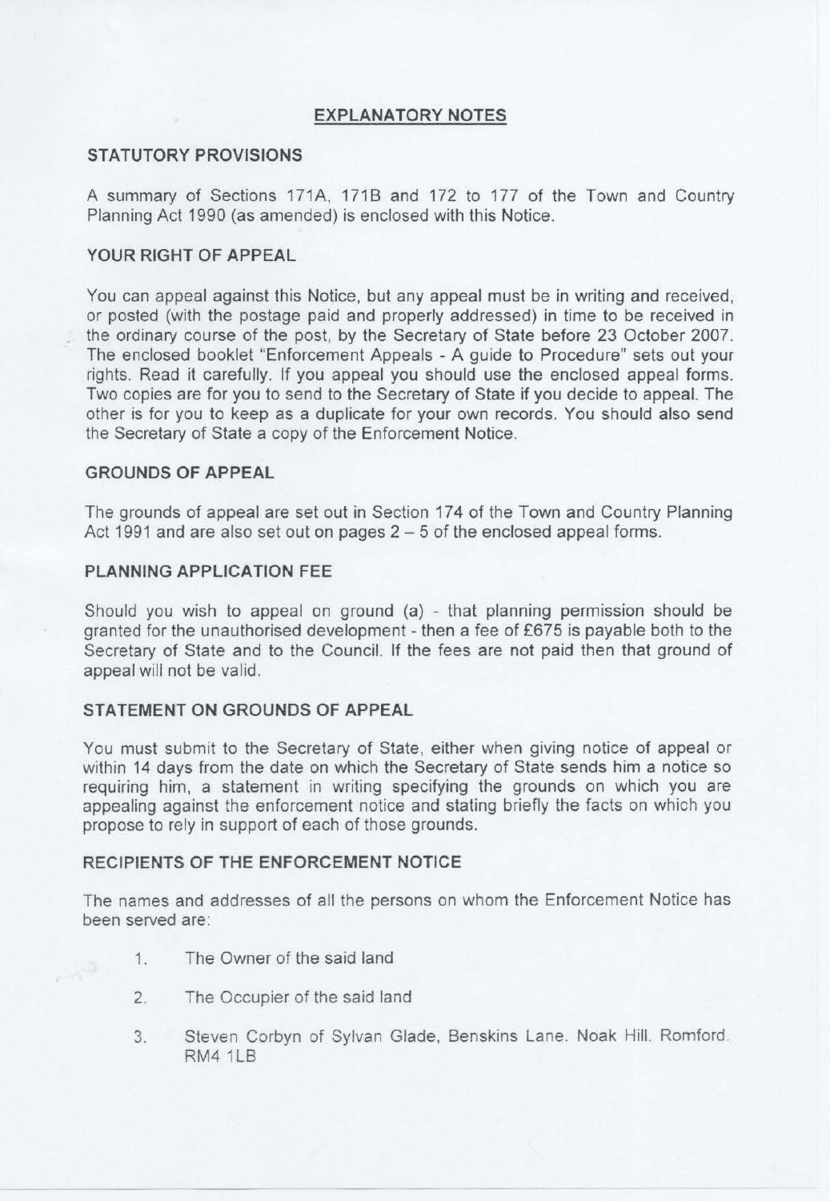# EXPLANATORY NOTES

## STATUTORY PROVISIONS

A summary of Sections 171A, 171B and 172 to 177 of the Town and Country Planning Act 1990 (as amended) is enclosed with this Notice.

## YOUR RIGHT OF APPEAL

You can appeal against this Notice, but any appeal must be in writing and received, or posted (with the postage paid and properly addressed) in time to be received in the ordinary course of the post, by the Secretary of State before 23 October 2007. The enclosed booklet "Enforcement Appeals - A guide to Procedure" sets out your rights. Read it carefully. If you appeal you should use the enclosed appeal forms. Two copies are for you to send to the Secretary of State if you decide to appeal. The other is for you to keep as a duplicate for your own records. You should also send the Secretary of State a copy of the Enforcement Notice.

## GROUNDS OF APPEAL

The grounds of appeal are set out in Section 174 of the Town and Country Planning Act 1991 and are also set out on pages 2 – 5 of the enclosed appeal forms.

## PLANNING APPLICATION FEE

Should you wish to appeal on ground (a) - that planning permission should be granted for the unauthorised development - then a fee of £675 is payable both to the Secretary of State and to the Council. If the fees are not paid then that ground of appeal will not be valid.

## STATEMENT ON GROUNDS OF APPEAL

You must submit to the Secretary of State, either when giving notice of appeal or within 14 days from the date on which the Secretary of State sends him a notice so requiring him, a statement in writing specifying the grounds on which you are appealing against the enforcement notice and stating briefly the facts on which you propose to rely in support of each of those grounds.

## RECIPIENTS OF THE ENFORCEMENT NOTICE

The names and addresses of all the persons on whom the Enforcement Notice has been served are:

1. The Owner of the said land
2. The Occupier of the said land
3. Steven Corbyn of Sylvan Glade, Benskins Lane. Noak Hill. Romford. RM4 1LB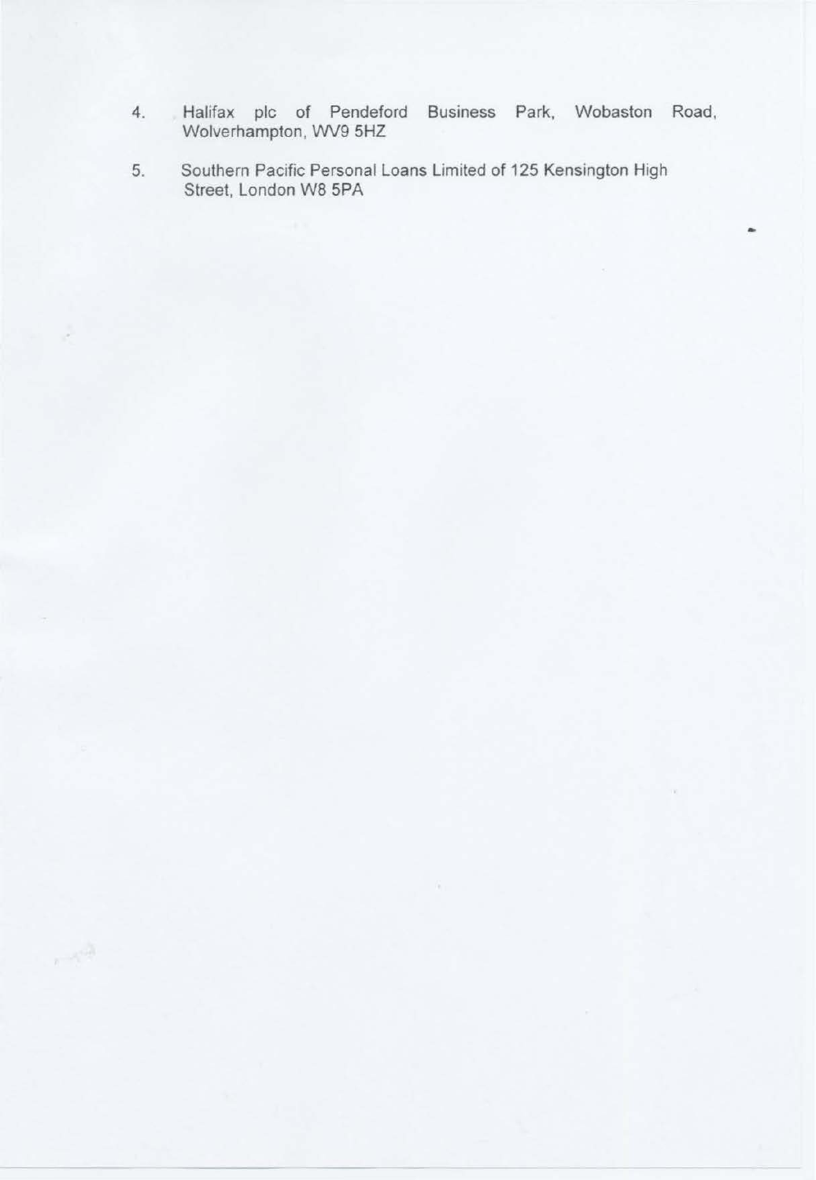4. Halifax plc of Pendeford Business Park, Wobaston Road, Wolverhampton, WV9 5HZ

5. Southern Pacific Personal Loans Limited of 125 Kensington High Street, London W8 5PA